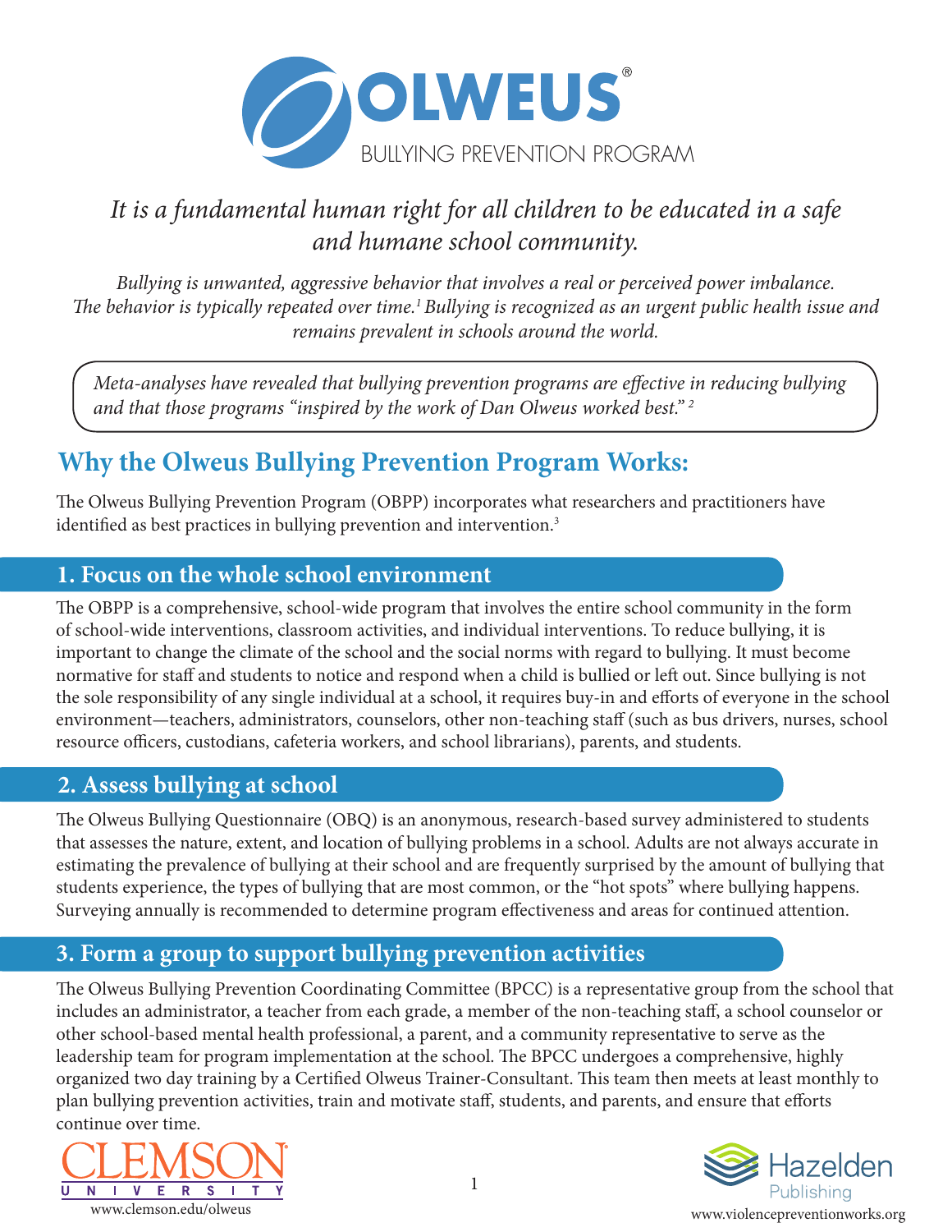# OLWEUS®

BULLYING PREVENTION PROGRAM

*It is a fundamental human right for all children to be educated in a safe and humane school community.*

*Bullying is unwanted, aggressive behavior that involves a real or perceived power imbalance. The behavior is typically repeated over time.[1] Bullying is recognized as an urgent public health issue and remains prevalent in schools around the world.*

*Meta-analyses have revealed that bullying prevention programs are effective in reducing bullying and that those programs "inspired by the work of Dan Olweus worked best."[2]*

## Why the Olweus Bullying Prevention Program Works:

The Olweus Bullying Prevention Program (OBPP) incorporates what researchers and practitioners have identified as best practices in bullying prevention and intervention.[3]

### 1. Focus on the whole school environment

The OBPP is a comprehensive, school-wide program that involves the entire school community in the form of school-wide interventions, classroom activities, and individual interventions. To reduce bullying, it is important to change the climate of the school and the social norms with regard to bullying. It must become normative for staff and students to notice and respond when a child is bullied or left out. Since bullying is not the sole responsibility of any single individual at a school, it requires buy-in and efforts of everyone in the school environment—teachers, administrators, counselors, other non-teaching staff (such as bus drivers, nurses, school resource officers, custodians, cafeteria workers, and school librarians), parents, and students.

### 2. Assess bullying at school

The Olweus Bullying Questionnaire (OBQ) is an anonymous, research-based survey administered to students that assesses the nature, extent, and location of bullying problems in a school. Adults are not always accurate in estimating the prevalence of bullying at their school and are frequently surprised by the amount of bullying that students experience, the types of bullying that are most common, or the "hot spots" where bullying happens. Surveying annually is recommended to determine program effectiveness and areas for continued attention.

### 3. Form a group to support bullying prevention activities

The Olweus Bullying Prevention Coordinating Committee (BPCC) is a representative group from the school that includes an administrator, a teacher from each grade, a member of the non-teaching staff, a school counselor or other school-based mental health professional, a parent, and a community representative to serve as the leadership team for program implementation at the school. The BPCC undergoes a comprehensive, highly organized two day training by a Certified Olweus Trainer-Consultant. This team then meets at least monthly to plan bullying prevention activities, train and motivate staff, students, and parents, and ensure that efforts continue over time.

CLEMSON UNIVERSITY
www.clemson.edu/olweus

Hazelden Publishing
www.violencepreventionworks.org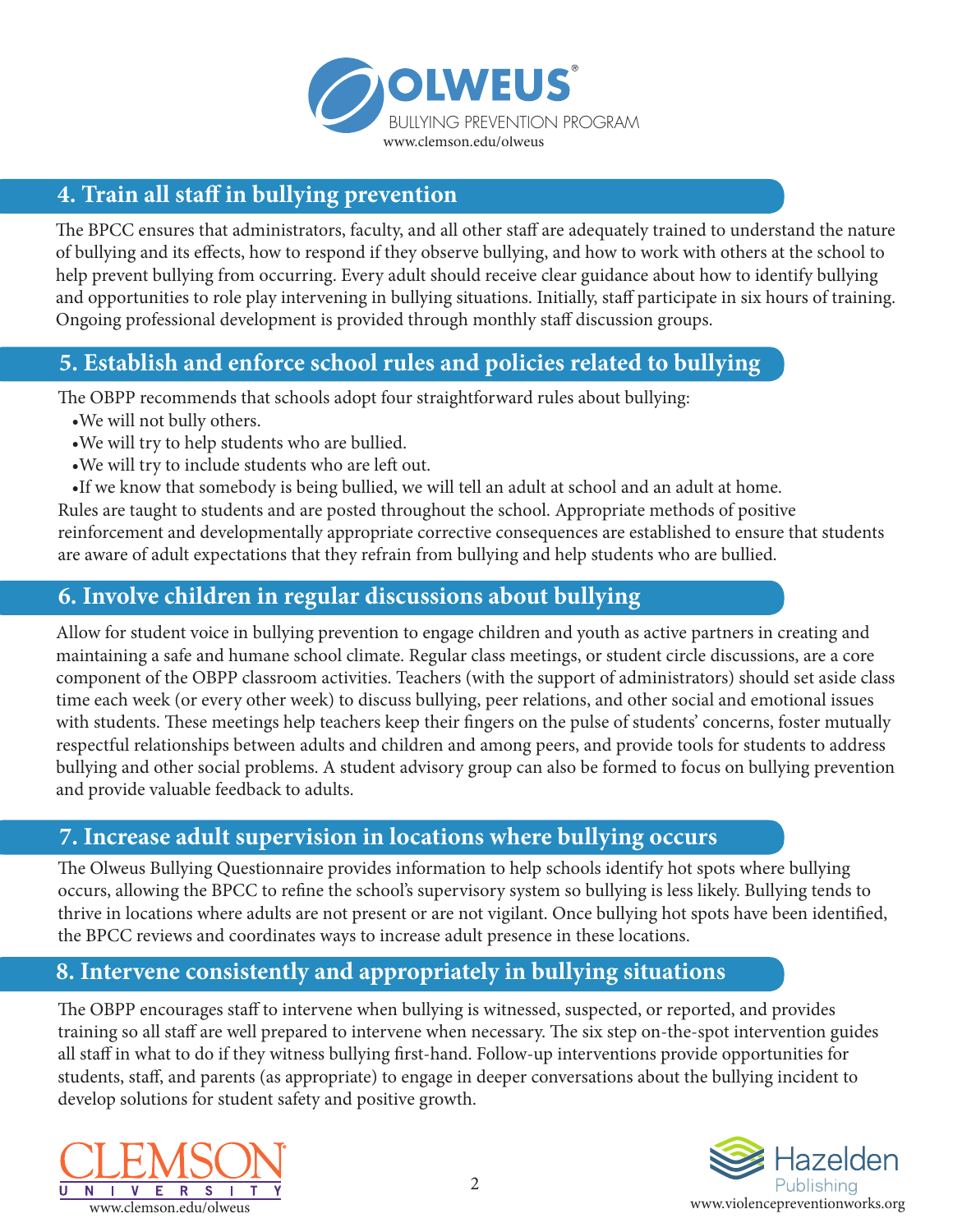## 4. Train all staff in bullying prevention

The BPCC ensures that administrators, faculty, and all other staff are adequately trained to understand the nature of bullying and its effects, how to respond if they observe bullying, and how to work with others at the school to help prevent bullying from occurring. Every adult should receive clear guidance about how to identify bullying and opportunities to role play intervening in bullying situations. Initially, staff participate in six hours of training. Ongoing professional development is provided through monthly staff discussion groups.

## 5. Establish and enforce school rules and policies related to bullying

The OBPP recommends that schools adopt four straightforward rules about bullying:

- We will not bully others.
- We will try to help students who are bullied.
- We will try to include students who are left out.
- If we know that somebody is being bullied, we will tell an adult at school and an adult at home.

Rules are taught to students and are posted throughout the school. Appropriate methods of positive reinforcement and developmentally appropriate corrective consequences are established to ensure that students are aware of adult expectations that they refrain from bullying and help students who are bullied.

## 6. Involve children in regular discussions about bullying

Allow for student voice in bullying prevention to engage children and youth as active partners in creating and maintaining a safe and humane school climate. Regular class meetings, or student circle discussions, are a core component of the OBPP classroom activities. Teachers (with the support of administrators) should set aside class time each week (or every other week) to discuss bullying, peer relations, and other social and emotional issues with students. These meetings help teachers keep their fingers on the pulse of students' concerns, foster mutually respectful relationships between adults and children and among peers, and provide tools for students to address bullying and other social problems. A student advisory group can also be formed to focus on bullying prevention and provide valuable feedback to adults.

## 7. Increase adult supervision in locations where bullying occurs

The Olweus Bullying Questionnaire provides information to help schools identify hot spots where bullying occurs, allowing the BPCC to refine the school's supervisory system so bullying is less likely. Bullying tends to thrive in locations where adults are not present or are not vigilant. Once bullying hot spots have been identified, the BPCC reviews and coordinates ways to increase adult presence in these locations.

## 8. Intervene consistently and appropriately in bullying situations

The OBPP encourages staff to intervene when bullying is witnessed, suspected, or reported, and provides training so all staff are well prepared to intervene when necessary. The six step on-the-spot intervention guides all staff in what to do if they witness bullying first-hand. Follow-up interventions provide opportunities for students, staff, and parents (as appropriate) to engage in deeper conversations about the bullying incident to develop solutions for student safety and positive growth.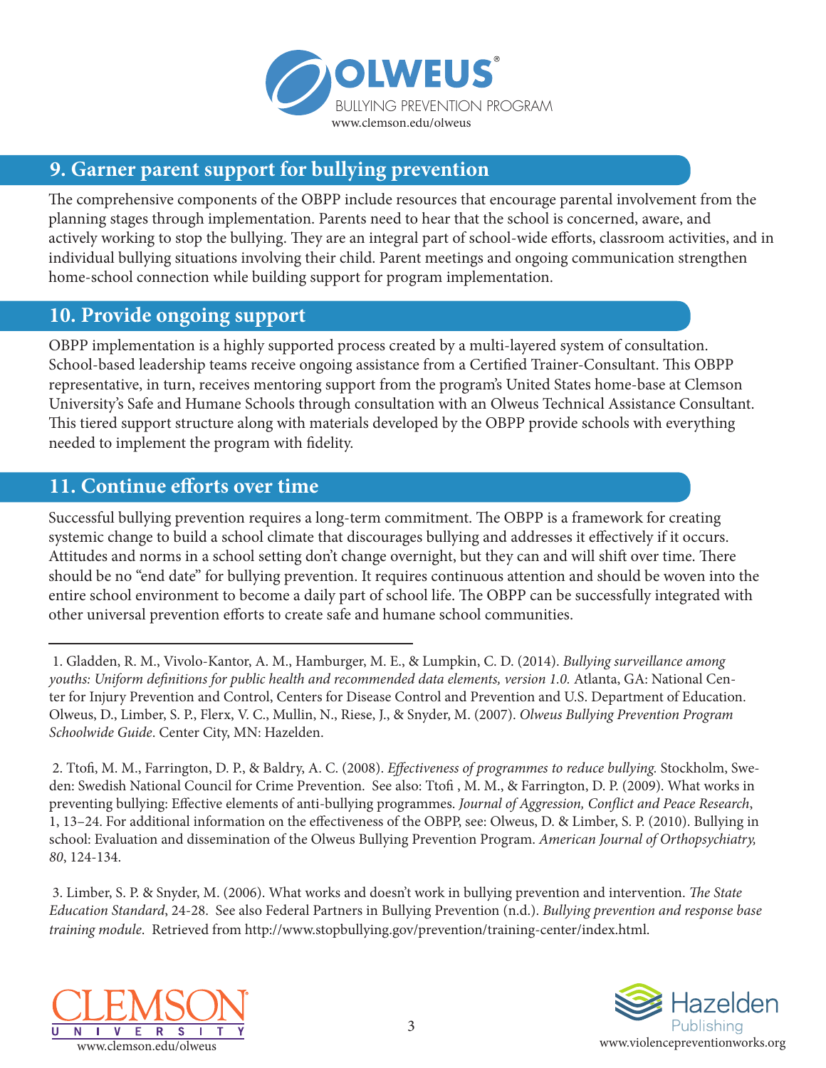## 9. Garner parent support for bullying prevention

The comprehensive components of the OBPP include resources that encourage parental involvement from the planning stages through implementation. Parents need to hear that the school is concerned, aware, and actively working to stop the bullying. They are an integral part of school-wide efforts, classroom activities, and in individual bullying situations involving their child. Parent meetings and ongoing communication strengthen home-school connection while building support for program implementation.

## 10. Provide ongoing support

OBPP implementation is a highly supported process created by a multi-layered system of consultation. School-based leadership teams receive ongoing assistance from a Certified Trainer-Consultant. This OBPP representative, in turn, receives mentoring support from the program's United States home-base at Clemson University's Safe and Humane Schools through consultation with an Olweus Technical Assistance Consultant. This tiered support structure along with materials developed by the OBPP provide schools with everything needed to implement the program with fidelity.

## 11. Continue efforts over time

Successful bullying prevention requires a long-term commitment. The OBPP is a framework for creating systemic change to build a school climate that discourages bullying and addresses it effectively if it occurs. Attitudes and norms in a school setting don't change overnight, but they can and will shift over time. There should be no "end date" for bullying prevention. It requires continuous attention and should be woven into the entire school environment to become a daily part of school life. The OBPP can be successfully integrated with other universal prevention efforts to create safe and humane school communities.

---

1. Gladden, R. M., Vivolo-Kantor, A. M., Hamburger, M. E., & Lumpkin, C. D. (2014). *Bullying surveillance among youths: Uniform definitions for public health and recommended data elements, version 1.0.* Atlanta, GA: National Center for Injury Prevention and Control, Centers for Disease Control and Prevention and U.S. Department of Education. Olweus, D., Limber, S. P., Flerx, V. C., Mullin, N., Riese, J., & Snyder, M. (2007). *Olweus Bullying Prevention Program Schoolwide Guide*. Center City, MN: Hazelden.

2. Ttofi, M. M., Farrington, D. P., & Baldry, A. C. (2008). *Effectiveness of programmes to reduce bullying.* Stockholm, Sweden: Swedish National Council for Crime Prevention. See also: Ttofi , M. M., & Farrington, D. P. (2009). What works in preventing bullying: Effective elements of anti-bullying programmes. *Journal of Aggression, Conflict and Peace Research*, 1, 13–24. For additional information on the effectiveness of the OBPP, see: Olweus, D. & Limber, S. P. (2010). Bullying in school: Evaluation and dissemination of the Olweus Bullying Prevention Program. *American Journal of Orthopsychiatry, 80*, 124-134.

3. Limber, S. P. & Snyder, M. (2006). What works and doesn't work in bullying prevention and intervention. *The State Education Standard*, 24-28. See also Federal Partners in Bullying Prevention (n.d.). *Bullying prevention and response base training module*. Retrieved from http://www.stopbullying.gov/prevention/training-center/index.html.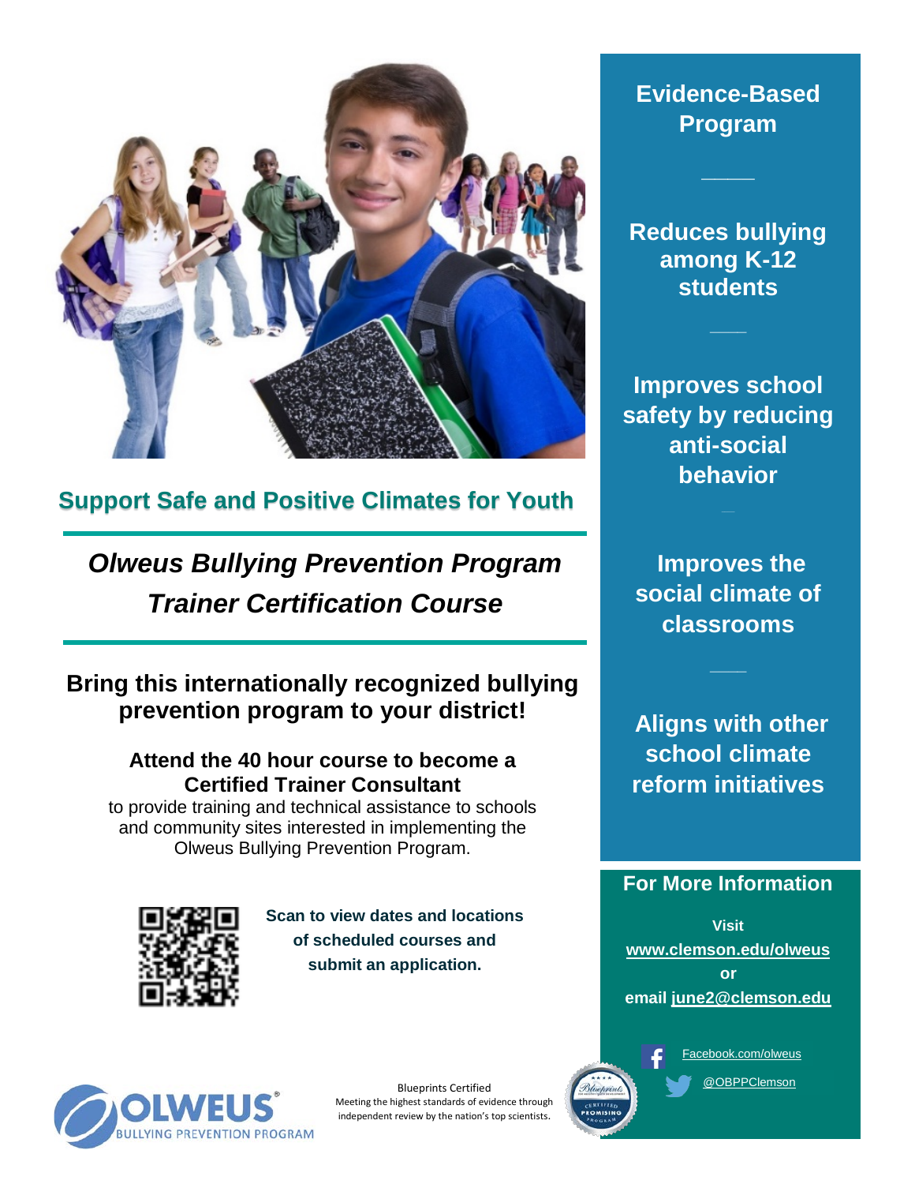## Support Safe and Positive Climates for Youth

# *Olweus Bullying Prevention Program Trainer Certification Course*

## Bring this internationally recognized bullying prevention program to your district!

**Attend the 40 hour course to become a Certified Trainer Consultant**
to provide training and technical assistance to schools and community sites interested in implementing the Olweus Bullying Prevention Program.

**Scan to view dates and locations of scheduled courses and submit an application.**

**Evidence-Based Program**

**Reduces bullying among K-12 students**

**Improves school safety by reducing anti-social behavior**

**Improves the social climate of classrooms**

**Aligns with other school climate reform initiatives**

### For More Information

**Visit**
**www.clemson.edu/olweus**
**or**
**email june2@clemson.edu**

Facebook.com/olweus

@OBPPClemson

OLWEUS® BULLYING PREVENTION PROGRAM

Blueprints Certified
Meeting the highest standards of evidence through independent review by the nation's top scientists.